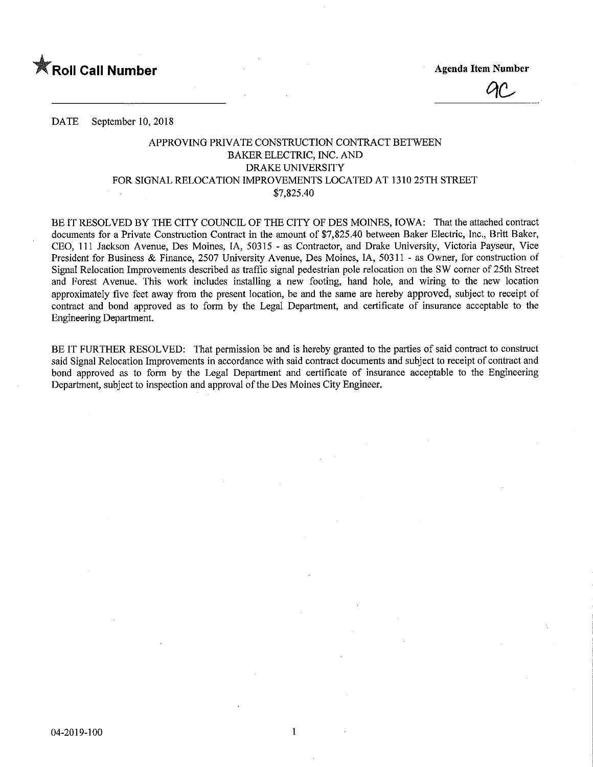★**Roll Call Number**

**Agenda Item Number**

9C

DATE September 10, 2018

APPROVING PRIVATE CONSTRUCTION CONTRACT BETWEEN
BAKER ELECTRIC, INC. AND
DRAKE UNIVERSITY
FOR SIGNAL RELOCATION IMPROVEMENTS LOCATED AT 1310 25TH STREET
$7,825.40

BE IT RESOLVED BY THE CITY COUNCIL OF THE CITY OF DES MOINES, IOWA: That the attached contract documents for a Private Construction Contract in the amount of $7,825.40 between Baker Electric, Inc., Britt Baker, CEO, 111 Jackson Avenue, Des Moines, IA, 50315 - as Contractor, and Drake University, Victoria Payseur, Vice President for Business & Finance, 2507 University Avenue, Des Moines, IA, 50311 - as Owner, for construction of Signal Relocation Improvements described as traffic signal pedestrian pole relocation on the SW corner of 25th Street and Forest Avenue. This work includes installing a new footing, hand hole, and wiring to the new location approximately five feet away from the present location, be and the same are hereby approved, subject to receipt of contract and bond approved as to form by the Legal Department, and certificate of insurance acceptable to the Engineering Department.

BE IT FURTHER RESOLVED: That permission be and is hereby granted to the parties of said contract to construct said Signal Relocation Improvements in accordance with said contract documents and subject to receipt of contract and bond approved as to form by the Legal Department and certificate of insurance acceptable to the Engineering Department, subject to inspection and approval of the Des Moines City Engineer.

04-2019-100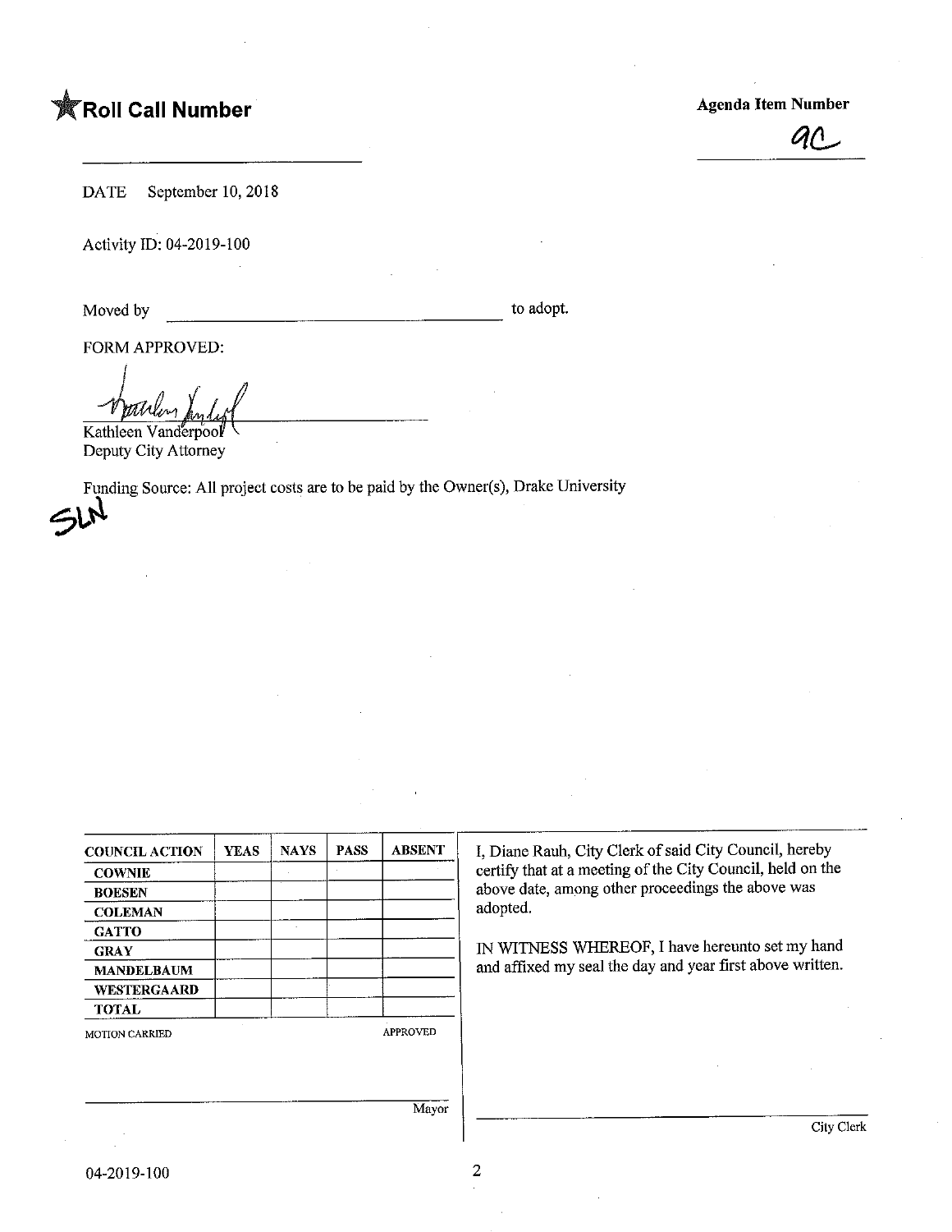★ **Roll Call Number**

**Agenda Item Number**

9C

---

DATE September 10, 2018

Activity ID: 04-2019-100

Moved by ______________________________ to adopt.

FORM APPROVED:

Kathleen Vanderpool
Deputy City Attorney

Funding Source: All project costs are to be paid by the Owner(s), Drake University

SLN

| COUNCIL ACTION | YEAS | NAYS | PASS | ABSENT |
|---|---|---|---|---|
| COWNIE | | | | |
| BOESEN | | | | |
| COLEMAN | | | | |
| GATTO | | | | |
| GRAY | | | | |
| MANDELBAUM | | | | |
| WESTERGAARD | | | | |
| TOTAL | | | | |

MOTION CARRIED APPROVED

______________________________ Mayor

I, Diane Rauh, City Clerk of said City Council, hereby certify that at a meeting of the City Council, held on the above date, among other proceedings the above was adopted.

IN WITNESS WHEREOF, I have hereunto set my hand and affixed my seal the day and year first above written.

______________________________ City Clerk

04-2019-100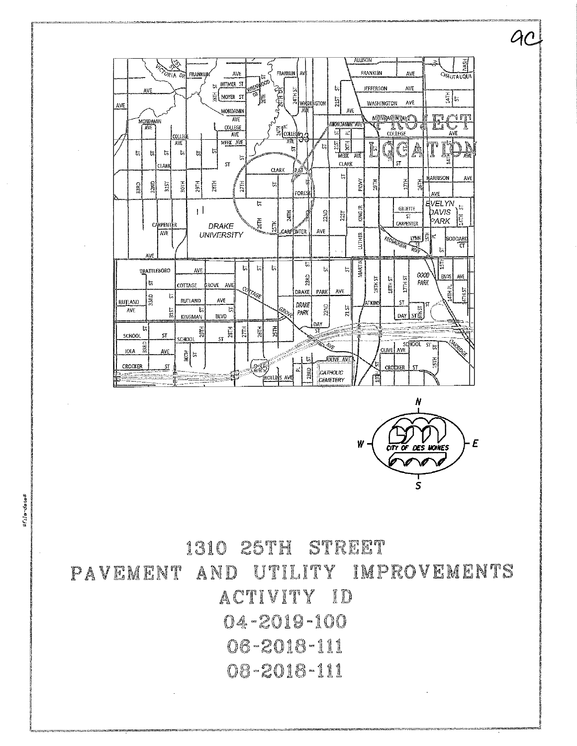9C

1310 25TH STREET

PAVEMENT AND UTILITY IMPROVEMENTS

ACTIVITY ID

04-2019-100

06-2018-111

08-2018-111